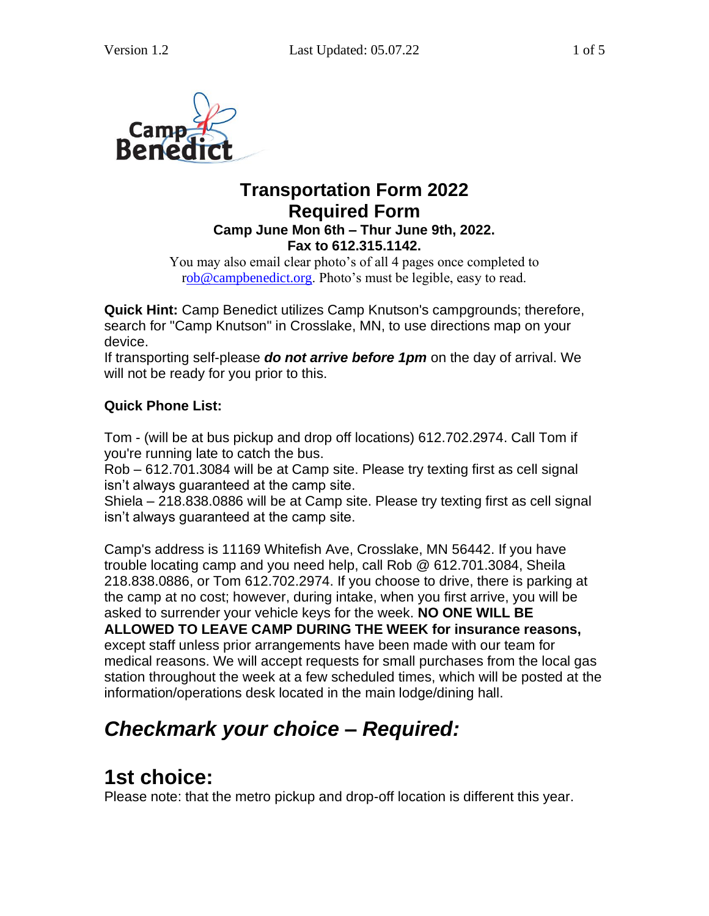# Transportation Form 2022
## Required Form

**Camp June Mon 6th – Thur June 9th, 2022.**
**Fax to 612.315.1142.**

You may also email clear photo's of all 4 pages once completed to rob@campbenedict.org. Photo's must be legible, easy to read.

**Quick Hint:** Camp Benedict utilizes Camp Knutson's campgrounds; therefore, search for "Camp Knutson" in Crosslake, MN, to use directions map on your device.
If transporting self-please ***do not arrive before 1pm*** on the day of arrival. We will not be ready for you prior to this.

**Quick Phone List:**

Tom - (will be at bus pickup and drop off locations) 612.702.2974. Call Tom if you're running late to catch the bus.
Rob – 612.701.3084 will be at Camp site. Please try texting first as cell signal isn't always guaranteed at the camp site.
Shiela – 218.838.0886 will be at Camp site. Please try texting first as cell signal isn't always guaranteed at the camp site.

Camp's address is 11169 Whitefish Ave, Crosslake, MN 56442. If you have trouble locating camp and you need help, call Rob @ 612.701.3084, Sheila 218.838.0886, or Tom 612.702.2974. If you choose to drive, there is parking at the camp at no cost; however, during intake, when you first arrive, you will be asked to surrender your vehicle keys for the week. **NO ONE WILL BE ALLOWED TO LEAVE CAMP DURING THE WEEK for insurance reasons,** except staff unless prior arrangements have been made with our team for medical reasons. We will accept requests for small purchases from the local gas station throughout the week at a few scheduled times, which will be posted at the information/operations desk located in the main lodge/dining hall.

## *Checkmark your choice – Required:*

## 1st choice:

Please note: that the metro pickup and drop-off location is different this year.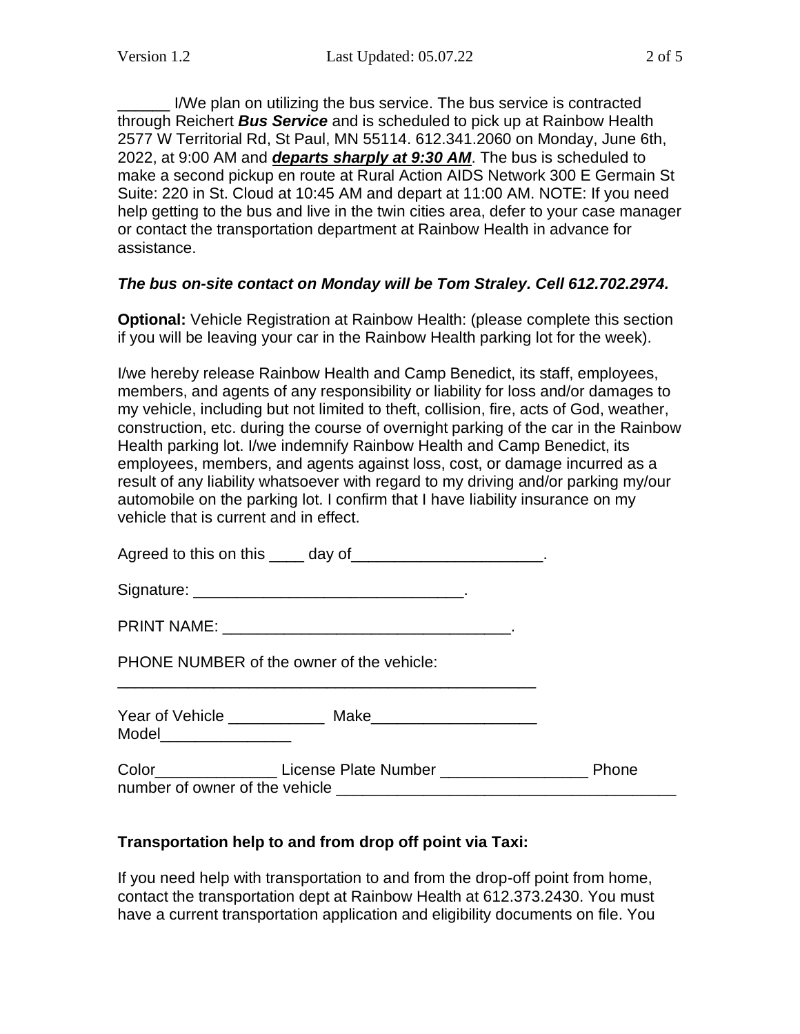______ I/We plan on utilizing the bus service. The bus service is contracted through Reichert ***Bus Service*** and is scheduled to pick up at Rainbow Health 2577 W Territorial Rd, St Paul, MN 55114. 612.341.2060 on Monday, June 6th, 2022, at 9:00 AM and ***departs sharply at 9:30 AM***. The bus is scheduled to make a second pickup en route at Rural Action AIDS Network 300 E Germain St Suite: 220 in St. Cloud at 10:45 AM and depart at 11:00 AM. NOTE: If you need help getting to the bus and live in the twin cities area, defer to your case manager or contact the transportation department at Rainbow Health in advance for assistance.

***The bus on-site contact on Monday will be Tom Straley. Cell 612.702.2974.***

**Optional:** Vehicle Registration at Rainbow Health: (please complete this section if you will be leaving your car in the Rainbow Health parking lot for the week).

I/we hereby release Rainbow Health and Camp Benedict, its staff, employees, members, and agents of any responsibility or liability for loss and/or damages to my vehicle, including but not limited to theft, collision, fire, acts of God, weather, construction, etc. during the course of overnight parking of the car in the Rainbow Health parking lot. I/we indemnify Rainbow Health and Camp Benedict, its employees, members, and agents against loss, cost, or damage incurred as a result of any liability whatsoever with regard to my driving and/or parking my/our automobile on the parking lot. I confirm that I have liability insurance on my vehicle that is current and in effect.

Agreed to this on this ____ day of______________________.

Signature: _______________________________.

PRINT NAME: _________________________________.

PHONE NUMBER of the owner of the vehicle: _________________________________________________

Year of Vehicle ___________ Make___________________ Model_______________

Color______________ License Plate Number _________________ Phone number of owner of the vehicle _______________________________________

**Transportation help to and from drop off point via Taxi:**

If you need help with transportation to and from the drop-off point from home, contact the transportation dept at Rainbow Health at 612.373.2430. You must have a current transportation application and eligibility documents on file. You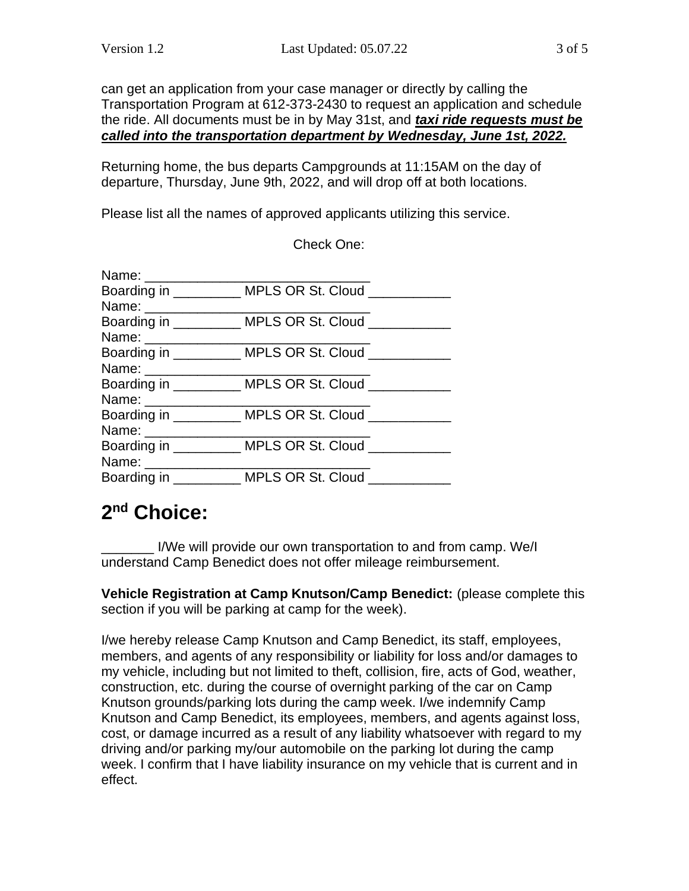can get an application from your case manager or directly by calling the Transportation Program at 612-373-2430 to request an application and schedule the ride. All documents must be in by May 31st, and ***taxi ride requests must be called into the transportation department by Wednesday, June 1st, 2022.***

Returning home, the bus departs Campgrounds at 11:15AM on the day of departure, Thursday, June 9th, 2022, and will drop off at both locations.

Please list all the names of approved applicants utilizing this service.

Check One:

Name: ______________________________
Boarding in _________ MPLS OR St. Cloud ___________
Name: ______________________________
Boarding in _________ MPLS OR St. Cloud ___________
Name: ______________________________
Boarding in _________ MPLS OR St. Cloud ___________
Name: ______________________________
Boarding in _________ MPLS OR St. Cloud ___________
Name: ______________________________
Boarding in _________ MPLS OR St. Cloud ___________
Name: ______________________________
Boarding in _________ MPLS OR St. Cloud ___________
Name: ______________________________
Boarding in _________ MPLS OR St. Cloud ___________

# 2nd Choice:

_______ I/We will provide our own transportation to and from camp. We/I understand Camp Benedict does not offer mileage reimbursement.

**Vehicle Registration at Camp Knutson/Camp Benedict:** (please complete this section if you will be parking at camp for the week).

I/we hereby release Camp Knutson and Camp Benedict, its staff, employees, members, and agents of any responsibility or liability for loss and/or damages to my vehicle, including but not limited to theft, collision, fire, acts of God, weather, construction, etc. during the course of overnight parking of the car on Camp Knutson grounds/parking lots during the camp week. I/we indemnify Camp Knutson and Camp Benedict, its employees, members, and agents against loss, cost, or damage incurred as a result of any liability whatsoever with regard to my driving and/or parking my/our automobile on the parking lot during the camp week. I confirm that I have liability insurance on my vehicle that is current and in effect.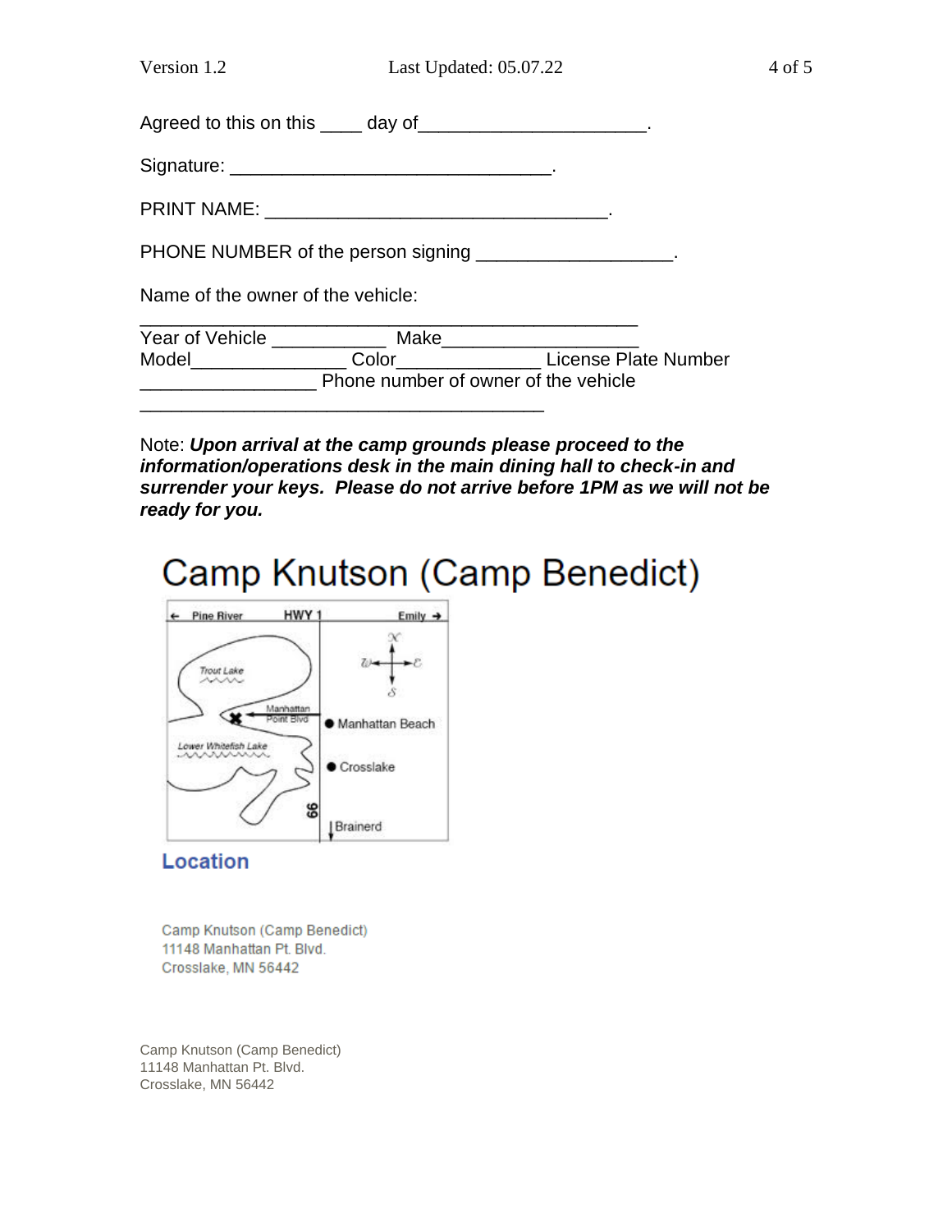Agreed to this on this ____ day of______________________.

Signature: _______________________________.

PRINT NAME: _________________________________.

PHONE NUMBER of the person signing ___________________.

Name of the owner of the vehicle:
________________________________________________

Year of Vehicle ___________ Make___________________

Model_______________ Color_____________ License Plate Number _________________ Phone number of owner of the vehicle _______________________________________

Note: ***Upon arrival at the camp grounds please proceed to the information/operations desk in the main dining hall to check-in and surrender your keys. Please do not arrive before 1PM as we will not be ready for you.***

# Camp Knutson (Camp Benedict)

← Pine River HWY 1 Emily →

Trout Lake

Manhattan Point Blvd

Manhattan Beach

Lower Whitefish Lake

Crosslake

66

Brainerd

## Location

Camp Knutson (Camp Benedict)
11148 Manhattan Pt. Blvd.
Crosslake, MN 56442

Camp Knutson (Camp Benedict)
11148 Manhattan Pt. Blvd.
Crosslake, MN 56442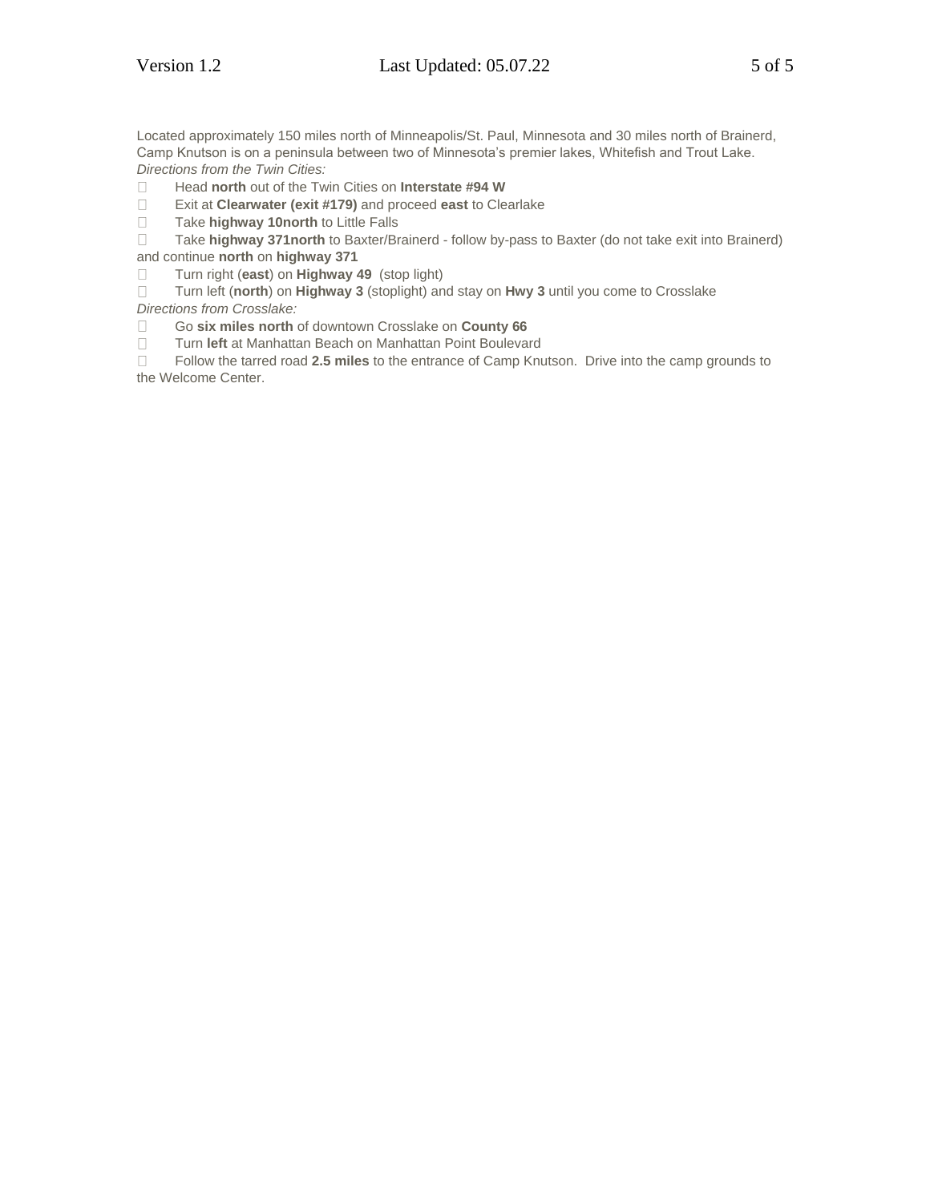Located approximately 150 miles north of Minneapolis/St. Paul, Minnesota and 30 miles north of Brainerd, Camp Knutson is on a peninsula between two of Minnesota's premier lakes, Whitefish and Trout Lake.

*Directions from the Twin Cities:*

- Head **north** out of the Twin Cities on **Interstate #94 W**
- Exit at **Clearwater (exit #179)** and proceed **east** to Clearlake
- Take **highway 10north** to Little Falls
- Take **highway 371north** to Baxter/Brainerd - follow by-pass to Baxter (do not take exit into Brainerd) and continue **north** on **highway 371**
- Turn right (**east**) on **Highway 49** (stop light)
- Turn left (**north**) on **Highway 3** (stoplight) and stay on **Hwy 3** until you come to Crosslake

*Directions from Crosslake:*

- Go **six miles north** of downtown Crosslake on **County 66**
- Turn **left** at Manhattan Beach on Manhattan Point Boulevard
- Follow the tarred road **2.5 miles** to the entrance of Camp Knutson. Drive into the camp grounds to the Welcome Center.